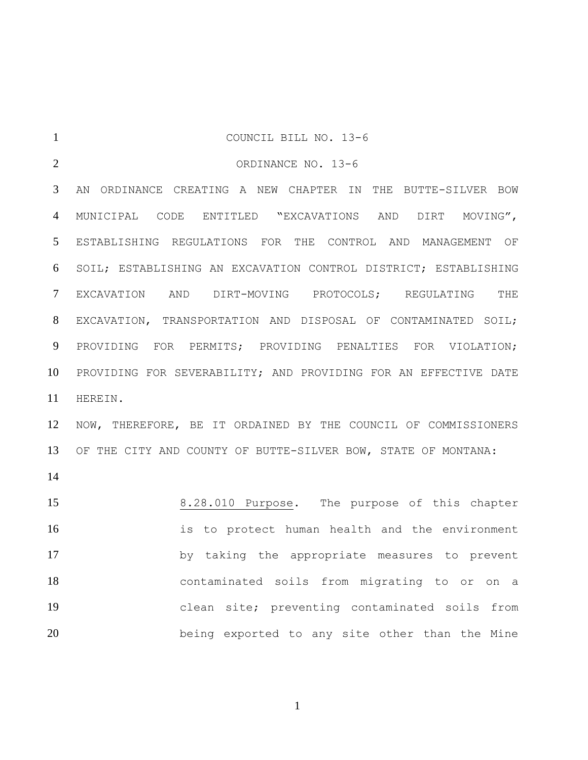COUNCIL BILL NO. 13-6

ORDINANCE NO. 13-6

AN ORDINANCE CREATING A NEW CHAPTER IN THE BUTTE-SILVER BOW MUNICIPAL CODE ENTITLED "EXCAVATIONS AND DIRT MOVING", ESTABLISHING REGULATIONS FOR THE CONTROL AND MANAGEMENT OF SOIL; ESTABLISHING AN EXCAVATION CONTROL DISTRICT; ESTABLISHING EXCAVATION AND DIRT-MOVING PROTOCOLS; REGULATING THE EXCAVATION, TRANSPORTATION AND DISPOSAL OF CONTAMINATED SOIL; PROVIDING FOR PERMITS; PROVIDING PENALTIES FOR VIOLATION; PROVIDING FOR SEVERABILITY; AND PROVIDING FOR AN EFFECTIVE DATE HEREIN.

NOW, THEREFORE, BE IT ORDAINED BY THE COUNCIL OF COMMISSIONERS OF THE CITY AND COUNTY OF BUTTE-SILVER BOW, STATE OF MONTANA:

8.28.010 Purpose. The purpose of this chapter is to protect human health and the environment by taking the appropriate measures to prevent contaminated soils from migrating to or on a clean site; preventing contaminated soils from being exported to any site other than the Mine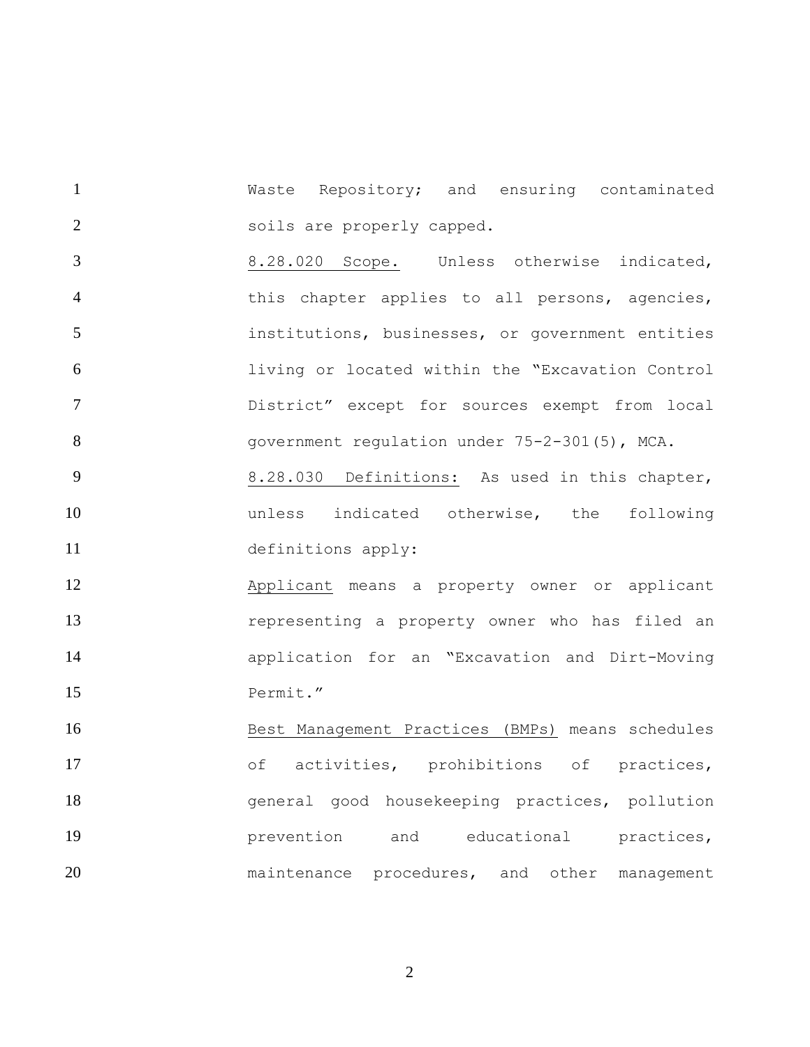Waste Repository; and ensuring contaminated soils are properly capped.

<u>8.28.020 Scope.</u> Unless otherwise indicated, this chapter applies to all persons, agencies, institutions, businesses, or government entities living or located within the "Excavation Control District" except for sources exempt from local government regulation under 75-2-301(5), MCA.

<u>8.28.030 Definitions:</u> As used in this chapter, unless indicated otherwise, the following definitions apply:

<u>Applicant</u> means a property owner or applicant representing a property owner who has filed an application for an "Excavation and Dirt-Moving Permit."

<u>Best Management Practices (BMPs)</u> means schedules of activities, prohibitions of practices, general good housekeeping practices, pollution prevention and educational practices, maintenance procedures, and other management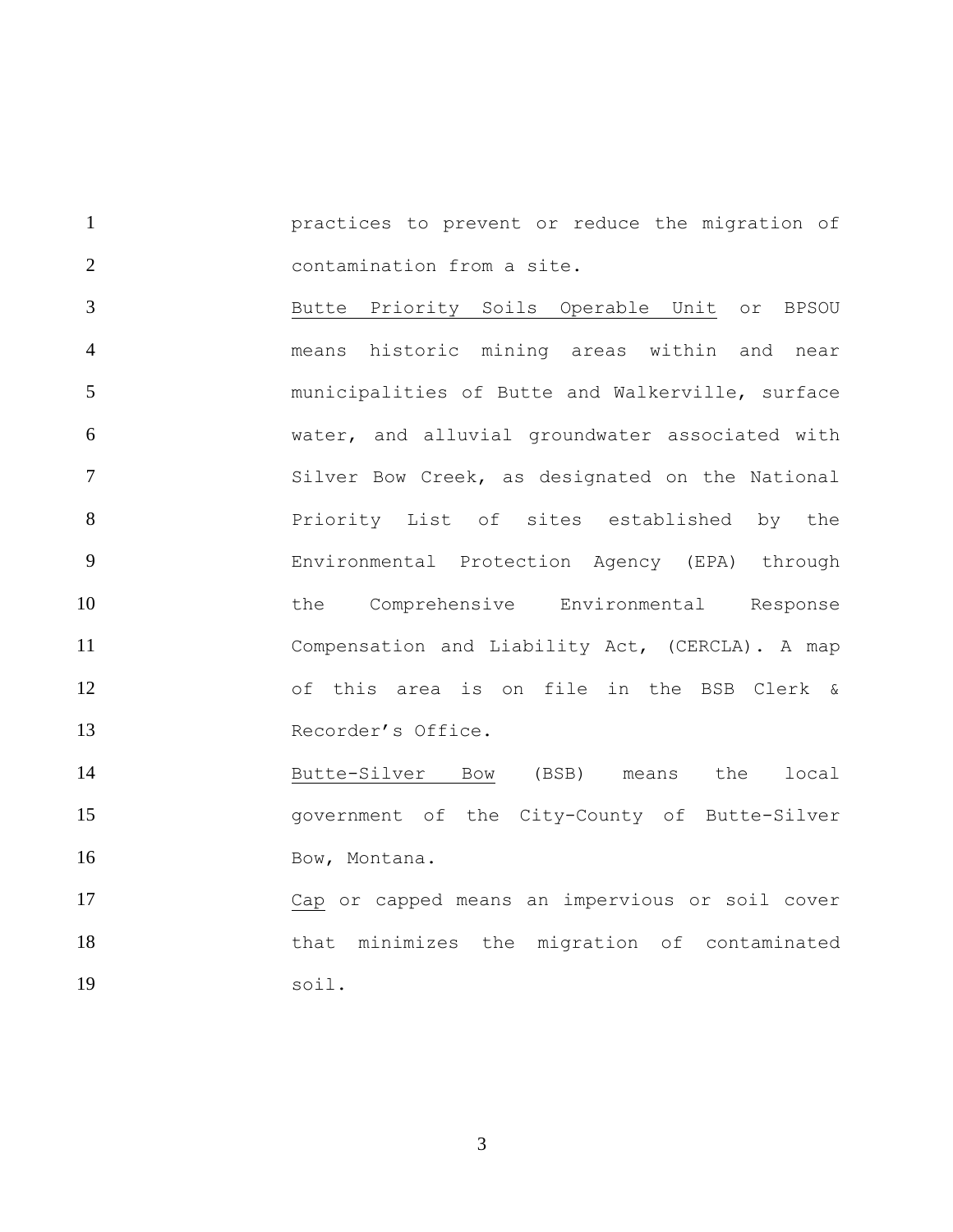practices to prevent or reduce the migration of contamination from a site.

<u>Butte Priority Soils Operable Unit</u> or BPSOU means historic mining areas within and near municipalities of Butte and Walkerville, surface water, and alluvial groundwater associated with Silver Bow Creek, as designated on the National Priority List of sites established by the Environmental Protection Agency (EPA) through the Comprehensive Environmental Response Compensation and Liability Act, (CERCLA). A map of this area is on file in the BSB Clerk & Recorder's Office.

<u>Butte-Silver Bow</u> (BSB) means the local government of the City-County of Butte-Silver Bow, Montana.

<u>Cap</u> or capped means an impervious or soil cover that minimizes the migration of contaminated soil.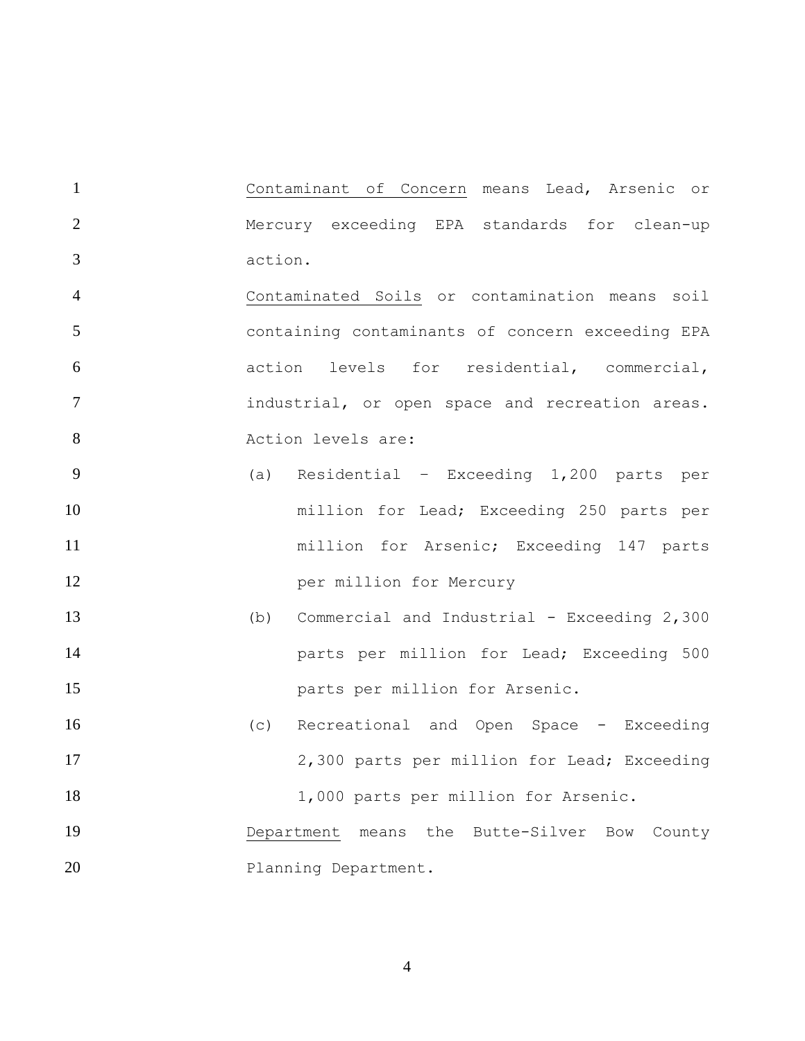Contaminant of Concern means Lead, Arsenic or Mercury exceeding EPA standards for clean-up action.

Contaminated Soils or contamination means soil containing contaminants of concern exceeding EPA action levels for residential, commercial, industrial, or open space and recreation areas. Action levels are:

(a) Residential – Exceeding 1,200 parts per million for Lead; Exceeding 250 parts per million for Arsenic; Exceeding 147 parts per million for Mercury

(b) Commercial and Industrial - Exceeding 2,300 parts per million for Lead; Exceeding 500 parts per million for Arsenic.

(c) Recreational and Open Space - Exceeding 2,300 parts per million for Lead; Exceeding 1,000 parts per million for Arsenic.

Department means the Butte-Silver Bow County Planning Department.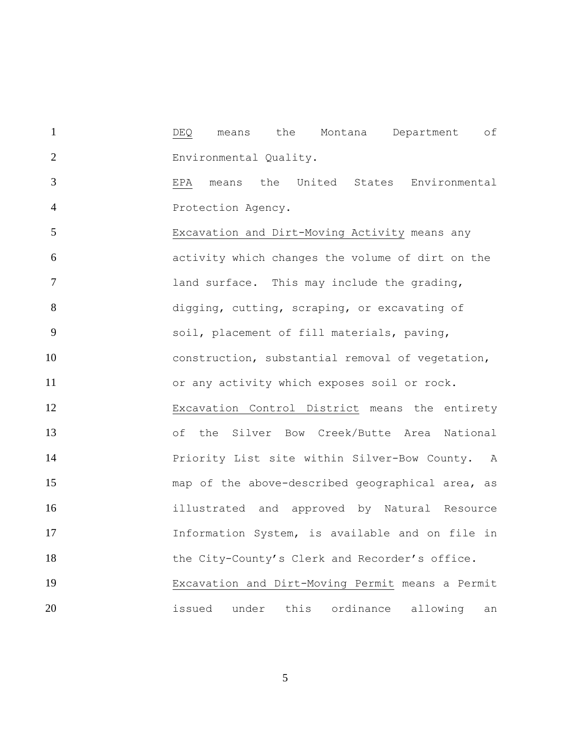DEQ means the Montana Department of Environmental Quality.

EPA means the United States Environmental Protection Agency.

Excavation and Dirt-Moving Activity means any activity which changes the volume of dirt on the land surface. This may include the grading, digging, cutting, scraping, or excavating of soil, placement of fill materials, paving, construction, substantial removal of vegetation, or any activity which exposes soil or rock.

Excavation Control District means the entirety of the Silver Bow Creek/Butte Area National Priority List site within Silver-Bow County. A map of the above-described geographical area, as illustrated and approved by Natural Resource Information System, is available and on file in the City-County's Clerk and Recorder's office.

Excavation and Dirt-Moving Permit means a Permit issued under this ordinance allowing an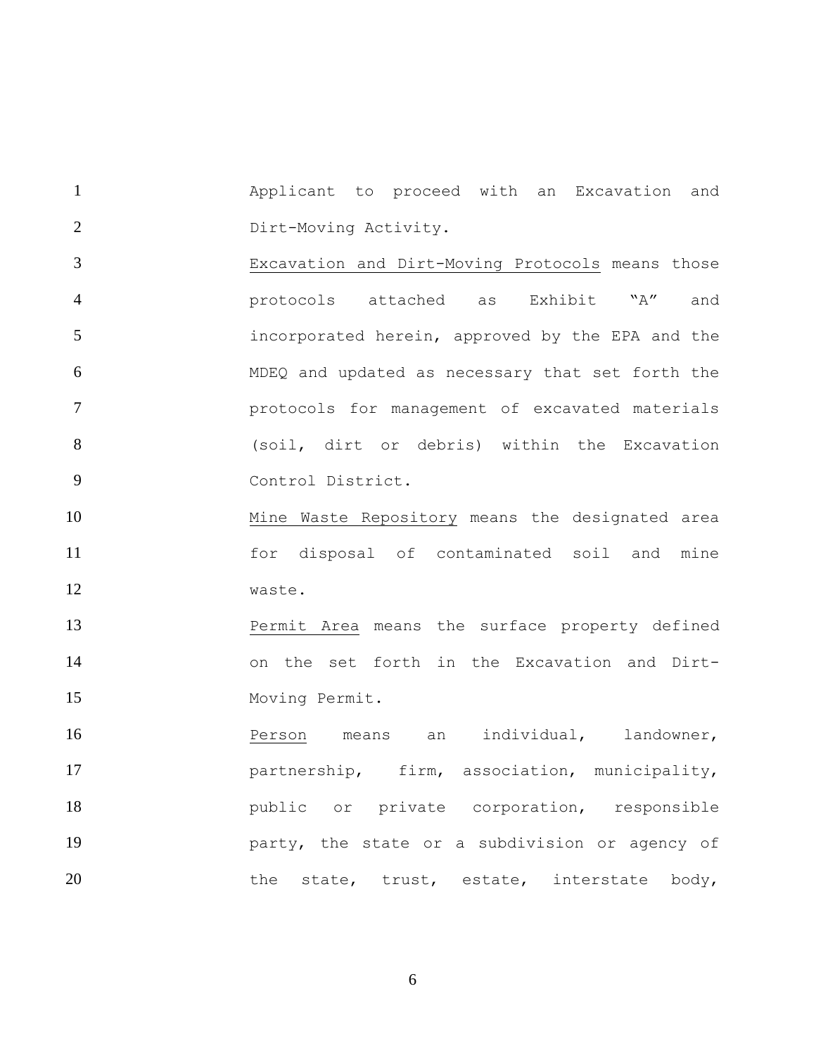Applicant to proceed with an Excavation and Dirt-Moving Activity.

<u>Excavation and Dirt-Moving Protocols</u> means those protocols attached as Exhibit "A" and incorporated herein, approved by the EPA and the MDEQ and updated as necessary that set forth the protocols for management of excavated materials (soil, dirt or debris) within the Excavation Control District.

<u>Mine Waste Repository</u> means the designated area for disposal of contaminated soil and mine waste.

<u>Permit Area</u> means the surface property defined on the set forth in the Excavation and Dirt-Moving Permit.

<u>Person</u> means an individual, landowner, partnership, firm, association, municipality, public or private corporation, responsible party, the state or a subdivision or agency of the state, trust, estate, interstate body,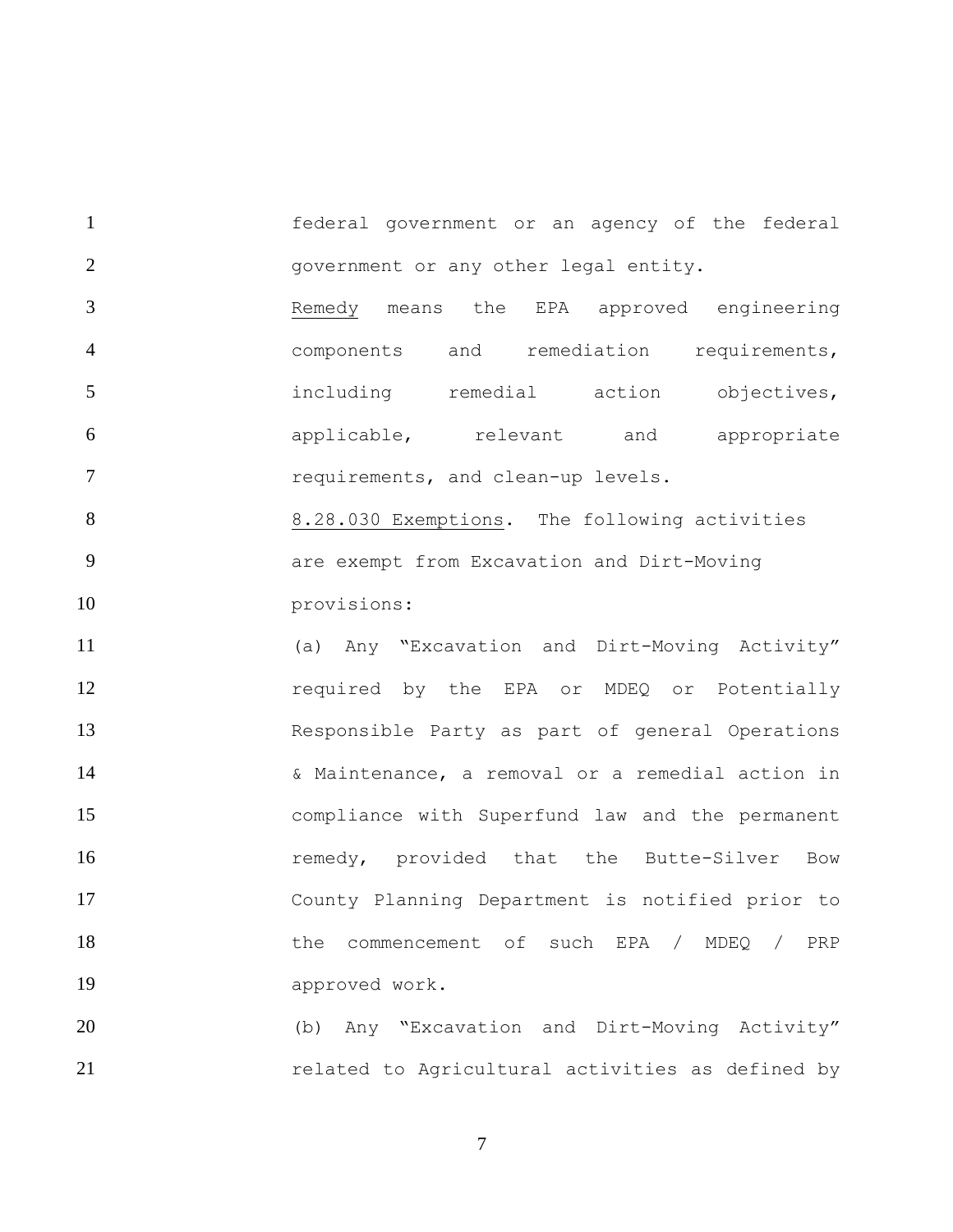federal government or an agency of the federal government or any other legal entity.

Remedy means the EPA approved engineering components and remediation requirements, including remedial action objectives, applicable, relevant and appropriate requirements, and clean-up levels.

8.28.030 Exemptions. The following activities are exempt from Excavation and Dirt-Moving provisions:

(a) Any "Excavation and Dirt-Moving Activity" required by the EPA or MDEQ or Potentially Responsible Party as part of general Operations & Maintenance, a removal or a remedial action in compliance with Superfund law and the permanent remedy, provided that the Butte-Silver Bow County Planning Department is notified prior to the commencement of such EPA / MDEQ / PRP approved work.

(b) Any "Excavation and Dirt-Moving Activity" related to Agricultural activities as defined by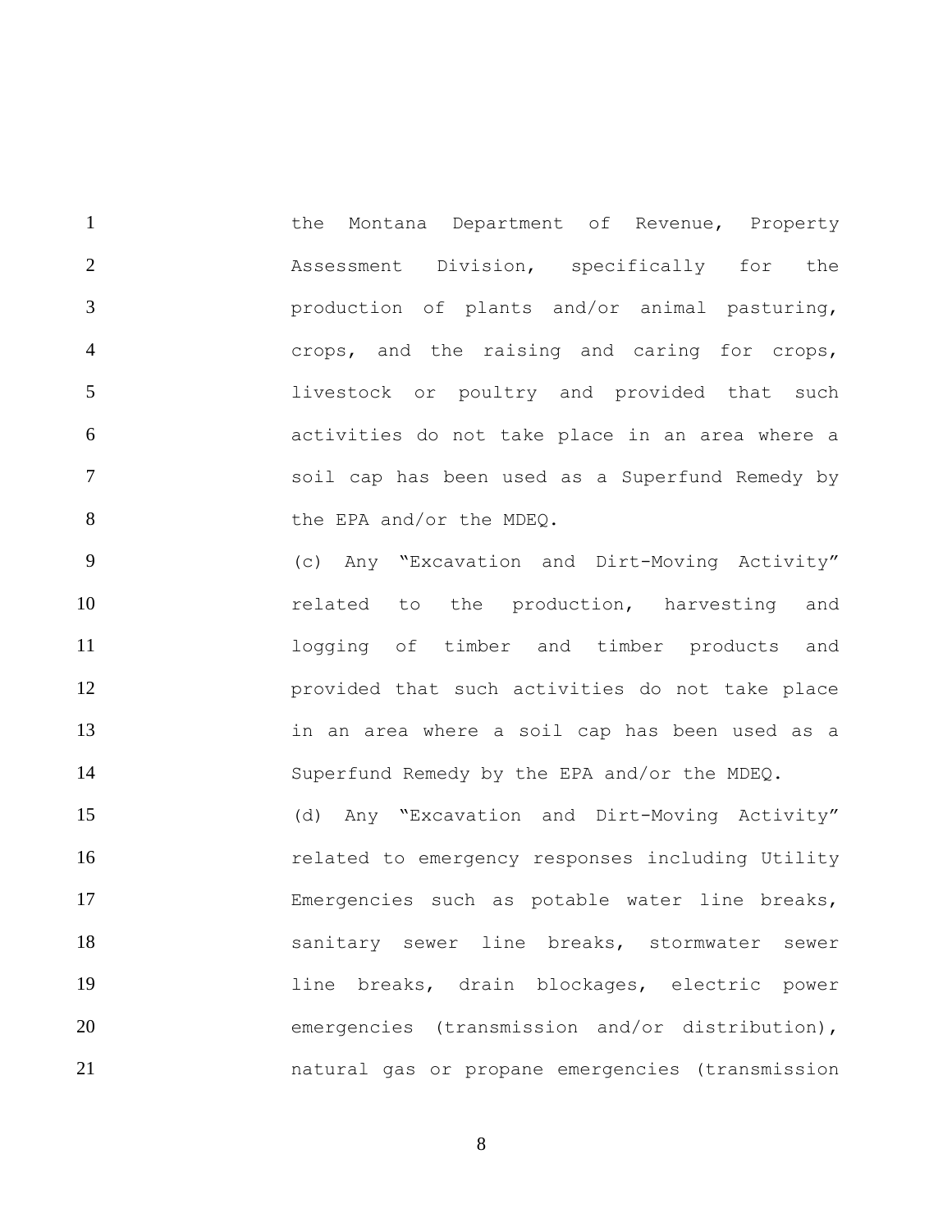the Montana Department of Revenue, Property Assessment Division, specifically for the production of plants and/or animal pasturing, crops, and the raising and caring for crops, livestock or poultry and provided that such activities do not take place in an area where a soil cap has been used as a Superfund Remedy by the EPA and/or the MDEQ.

(c) Any "Excavation and Dirt-Moving Activity" related to the production, harvesting and logging of timber and timber products and provided that such activities do not take place in an area where a soil cap has been used as a Superfund Remedy by the EPA and/or the MDEQ.

(d) Any "Excavation and Dirt-Moving Activity" related to emergency responses including Utility Emergencies such as potable water line breaks, sanitary sewer line breaks, stormwater sewer line breaks, drain blockages, electric power emergencies (transmission and/or distribution), natural gas or propane emergencies (transmission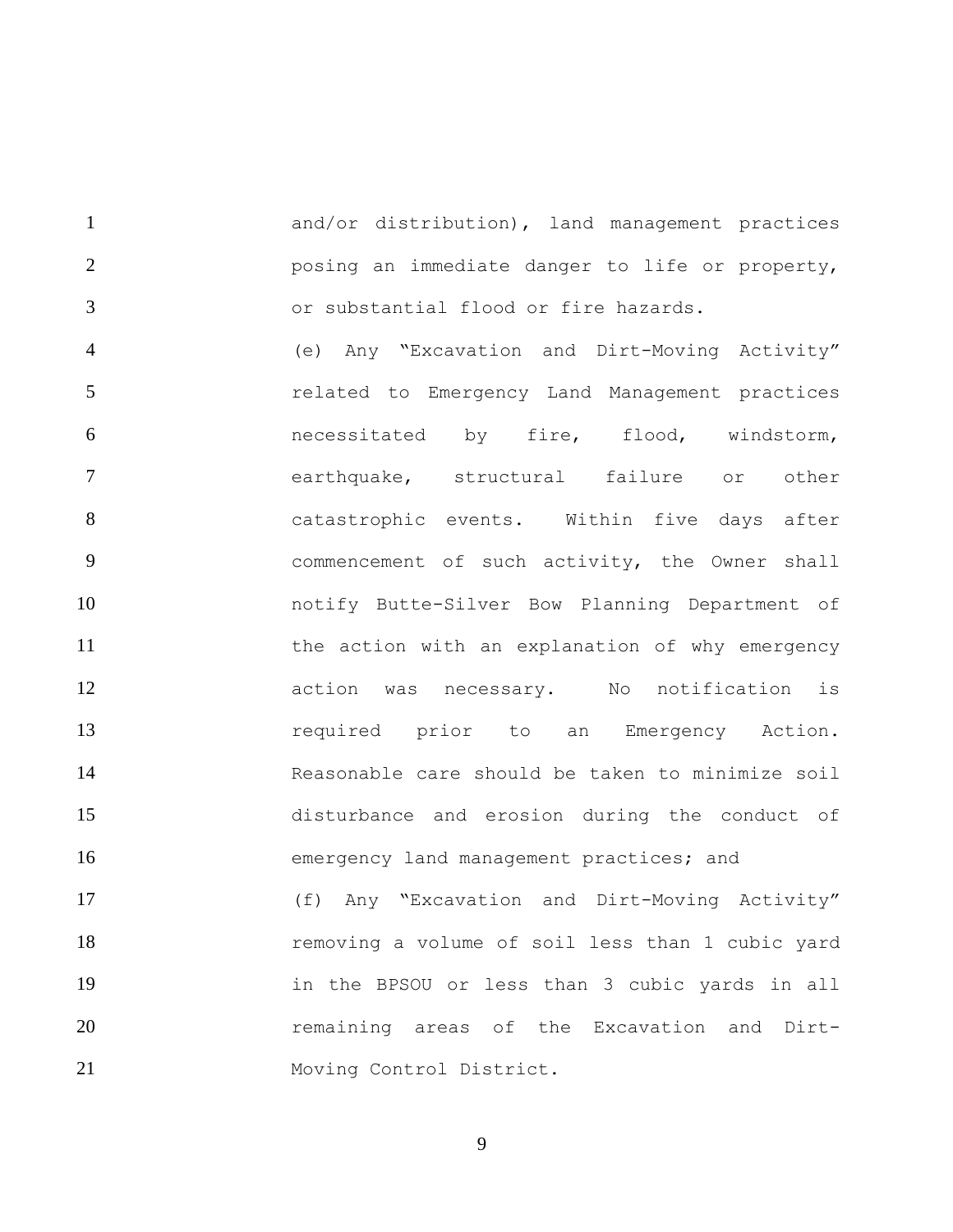and/or distribution), land management practices posing an immediate danger to life or property, or substantial flood or fire hazards.

(e) Any "Excavation and Dirt-Moving Activity" related to Emergency Land Management practices necessitated by fire, flood, windstorm, earthquake, structural failure or other catastrophic events. Within five days after commencement of such activity, the Owner shall notify Butte-Silver Bow Planning Department of the action with an explanation of why emergency action was necessary. No notification is required prior to an Emergency Action. Reasonable care should be taken to minimize soil disturbance and erosion during the conduct of emergency land management practices; and

(f) Any "Excavation and Dirt-Moving Activity" removing a volume of soil less than 1 cubic yard in the BPSOU or less than 3 cubic yards in all remaining areas of the Excavation and Dirt-Moving Control District.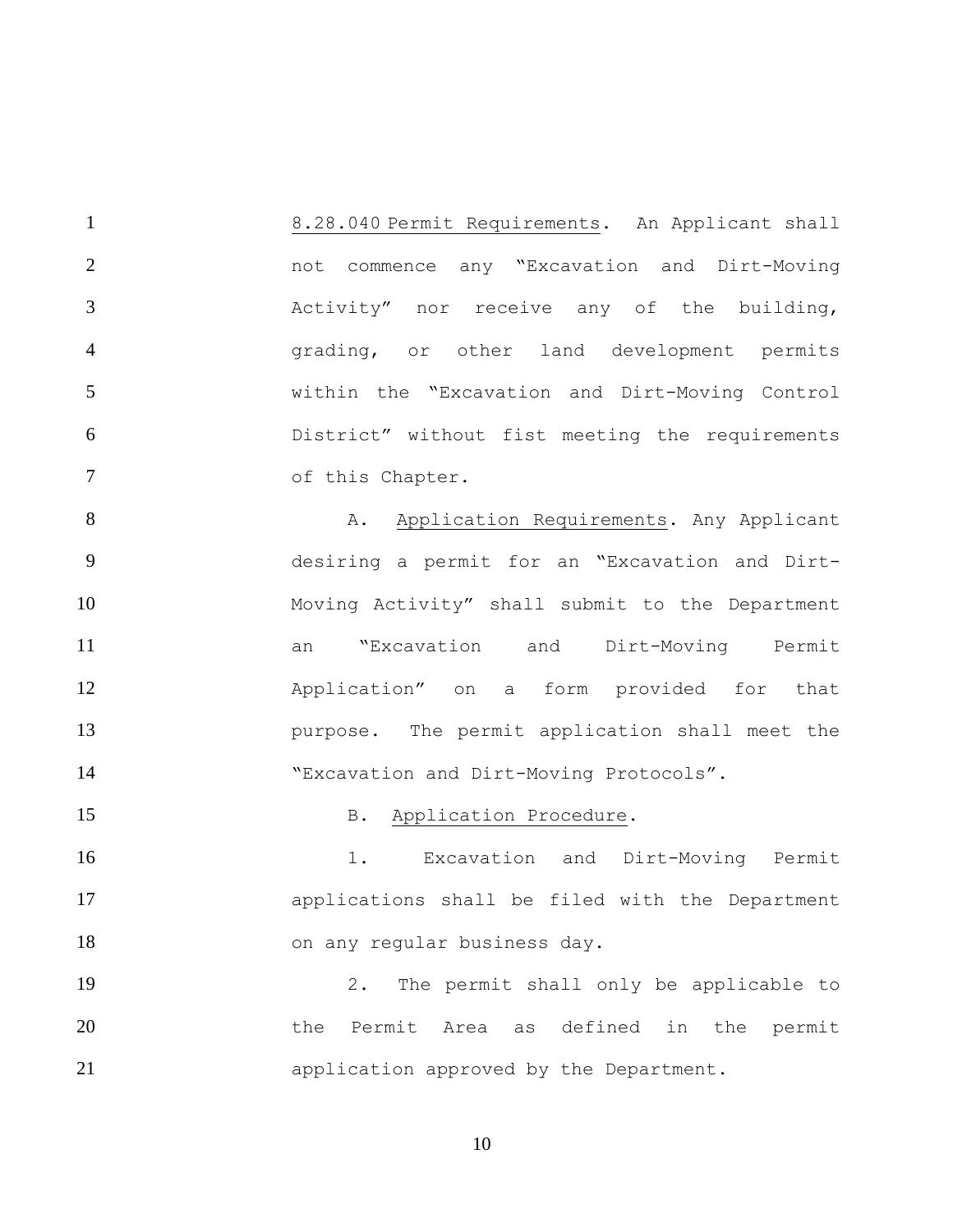8.28.040 Permit Requirements. An Applicant shall not commence any "Excavation and Dirt-Moving Activity" nor receive any of the building, grading, or other land development permits within the "Excavation and Dirt-Moving Control District" without fist meeting the requirements of this Chapter.

A. Application Requirements. Any Applicant desiring a permit for an "Excavation and Dirt-Moving Activity" shall submit to the Department an "Excavation and Dirt-Moving Permit Application" on a form provided for that purpose. The permit application shall meet the "Excavation and Dirt-Moving Protocols".

B. Application Procedure.

1. Excavation and Dirt-Moving Permit applications shall be filed with the Department on any regular business day.

2. The permit shall only be applicable to the Permit Area as defined in the permit application approved by the Department.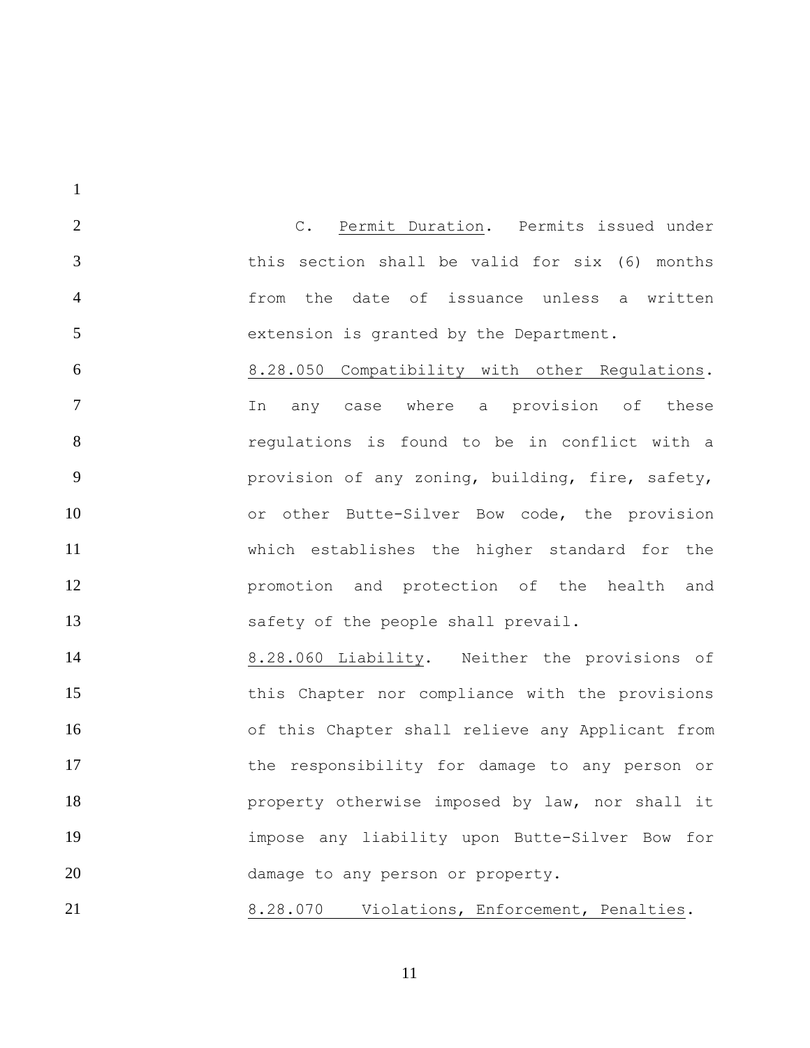C. Permit Duration. Permits issued under this section shall be valid for six (6) months from the date of issuance unless a written extension is granted by the Department.

8.28.050 Compatibility with other Regulations. In any case where a provision of these regulations is found to be in conflict with a provision of any zoning, building, fire, safety, or other Butte-Silver Bow code, the provision which establishes the higher standard for the promotion and protection of the health and safety of the people shall prevail.

8.28.060 Liability. Neither the provisions of this Chapter nor compliance with the provisions of this Chapter shall relieve any Applicant from the responsibility for damage to any person or property otherwise imposed by law, nor shall it impose any liability upon Butte-Silver Bow for damage to any person or property.

8.28.070 Violations, Enforcement, Penalties.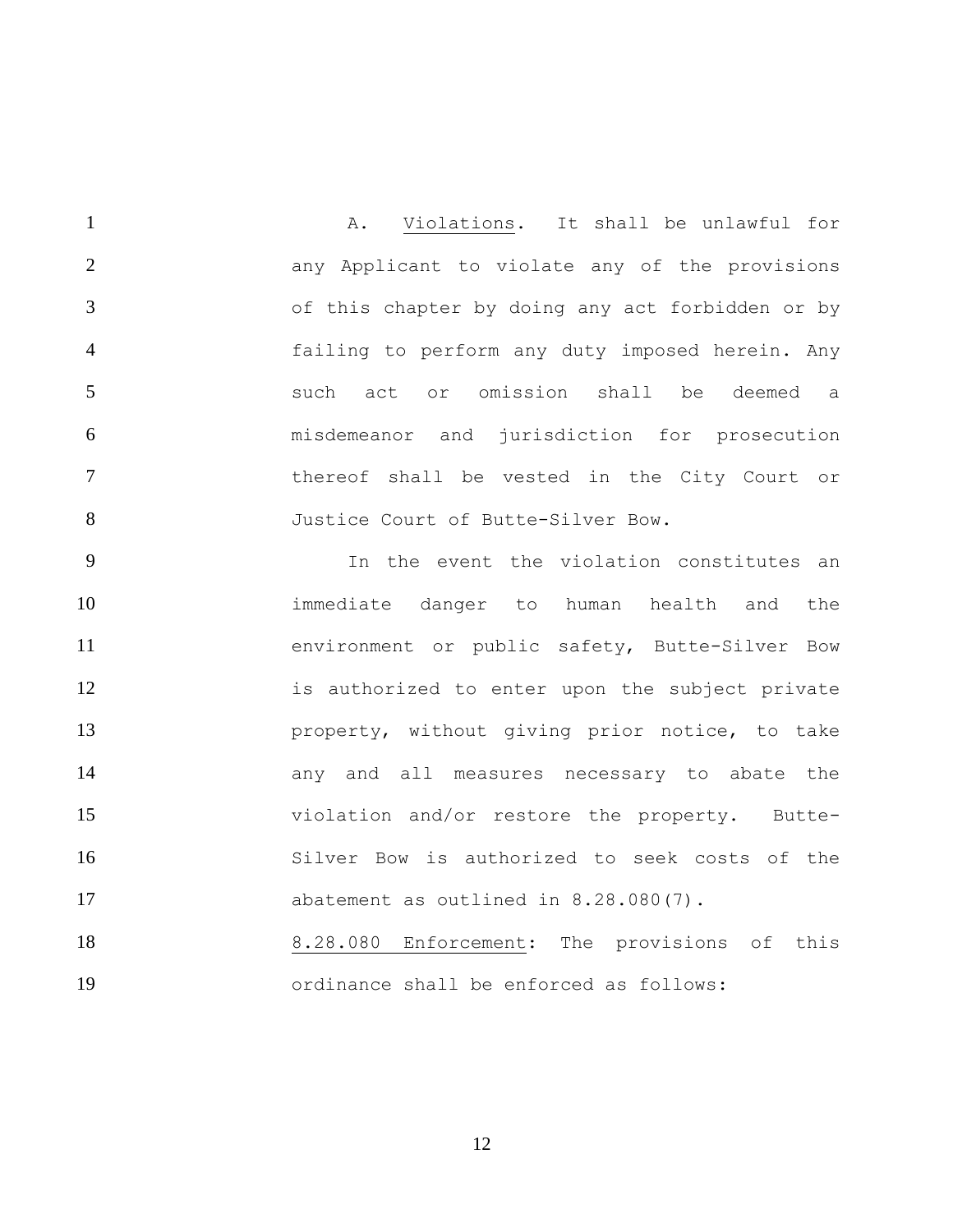A. Violations. It shall be unlawful for any Applicant to violate any of the provisions of this chapter by doing any act forbidden or by failing to perform any duty imposed herein. Any such act or omission shall be deemed a misdemeanor and jurisdiction for prosecution thereof shall be vested in the City Court or Justice Court of Butte-Silver Bow.

In the event the violation constitutes an immediate danger to human health and the environment or public safety, Butte-Silver Bow is authorized to enter upon the subject private property, without giving prior notice, to take any and all measures necessary to abate the violation and/or restore the property. Butte-Silver Bow is authorized to seek costs of the abatement as outlined in 8.28.080(7).

8.28.080 Enforcement: The provisions of this ordinance shall be enforced as follows: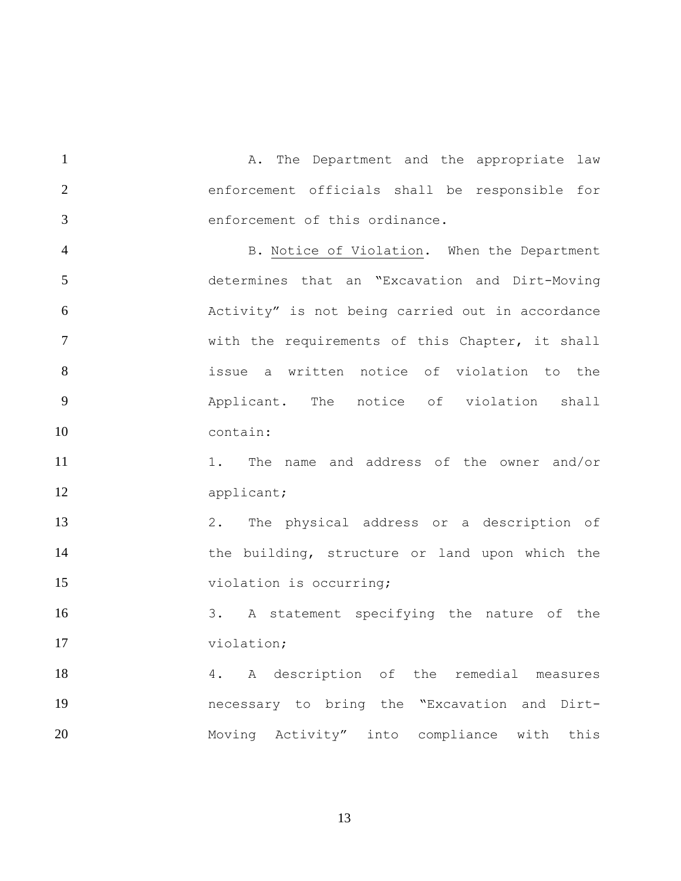A. The Department and the appropriate law enforcement officials shall be responsible for enforcement of this ordinance.

B. Notice of Violation. When the Department determines that an "Excavation and Dirt-Moving Activity" is not being carried out in accordance with the requirements of this Chapter, it shall issue a written notice of violation to the Applicant. The notice of violation shall contain:

1. The name and address of the owner and/or applicant;

2. The physical address or a description of the building, structure or land upon which the violation is occurring;

3. A statement specifying the nature of the violation;

4. A description of the remedial measures necessary to bring the "Excavation and Dirt-Moving Activity" into compliance with this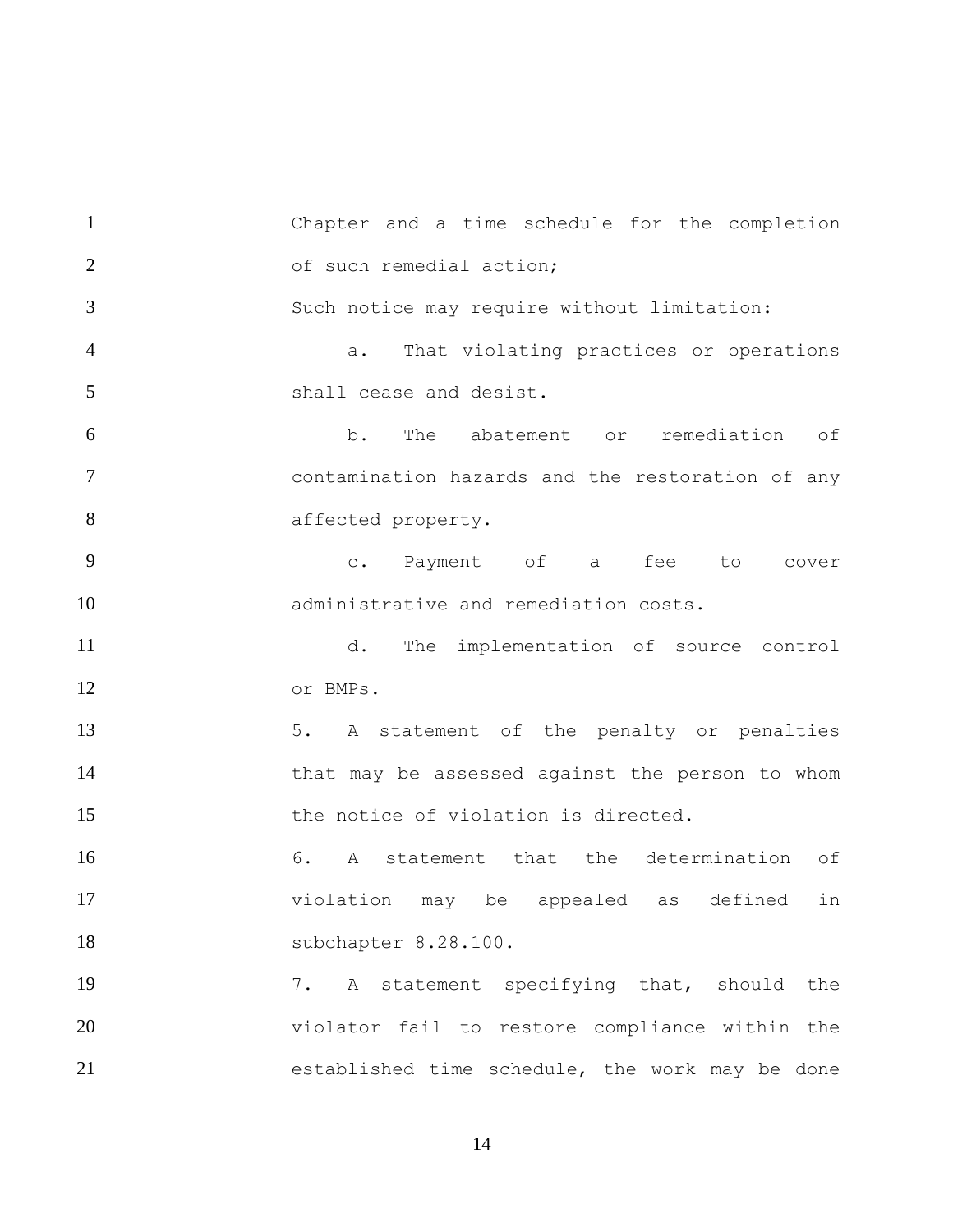Chapter and a time schedule for the completion of such remedial action;

Such notice may require without limitation:

a. That violating practices or operations shall cease and desist.

b. The abatement or remediation of contamination hazards and the restoration of any affected property.

c. Payment of a fee to cover administrative and remediation costs.

d. The implementation of source control or BMPs.

5. A statement of the penalty or penalties that may be assessed against the person to whom the notice of violation is directed.

6. A statement that the determination of violation may be appealed as defined in subchapter 8.28.100.

7. A statement specifying that, should the violator fail to restore compliance within the established time schedule, the work may be done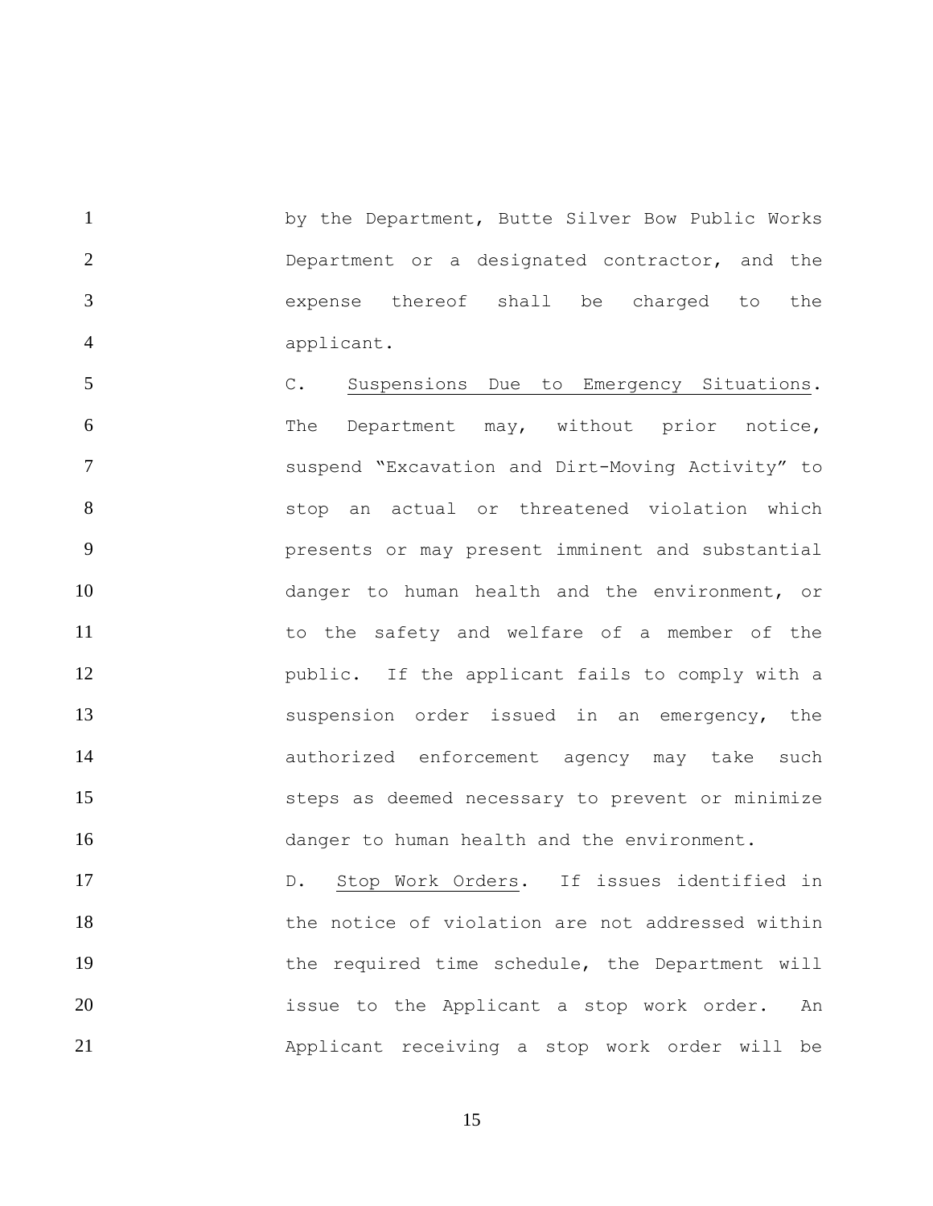by the Department, Butte Silver Bow Public Works Department or a designated contractor, and the expense thereof shall be charged to the applicant.

C. Suspensions Due to Emergency Situations. The Department may, without prior notice, suspend "Excavation and Dirt-Moving Activity" to stop an actual or threatened violation which presents or may present imminent and substantial danger to human health and the environment, or to the safety and welfare of a member of the public. If the applicant fails to comply with a suspension order issued in an emergency, the authorized enforcement agency may take such steps as deemed necessary to prevent or minimize danger to human health and the environment.

D. Stop Work Orders. If issues identified in the notice of violation are not addressed within the required time schedule, the Department will issue to the Applicant a stop work order. An Applicant receiving a stop work order will be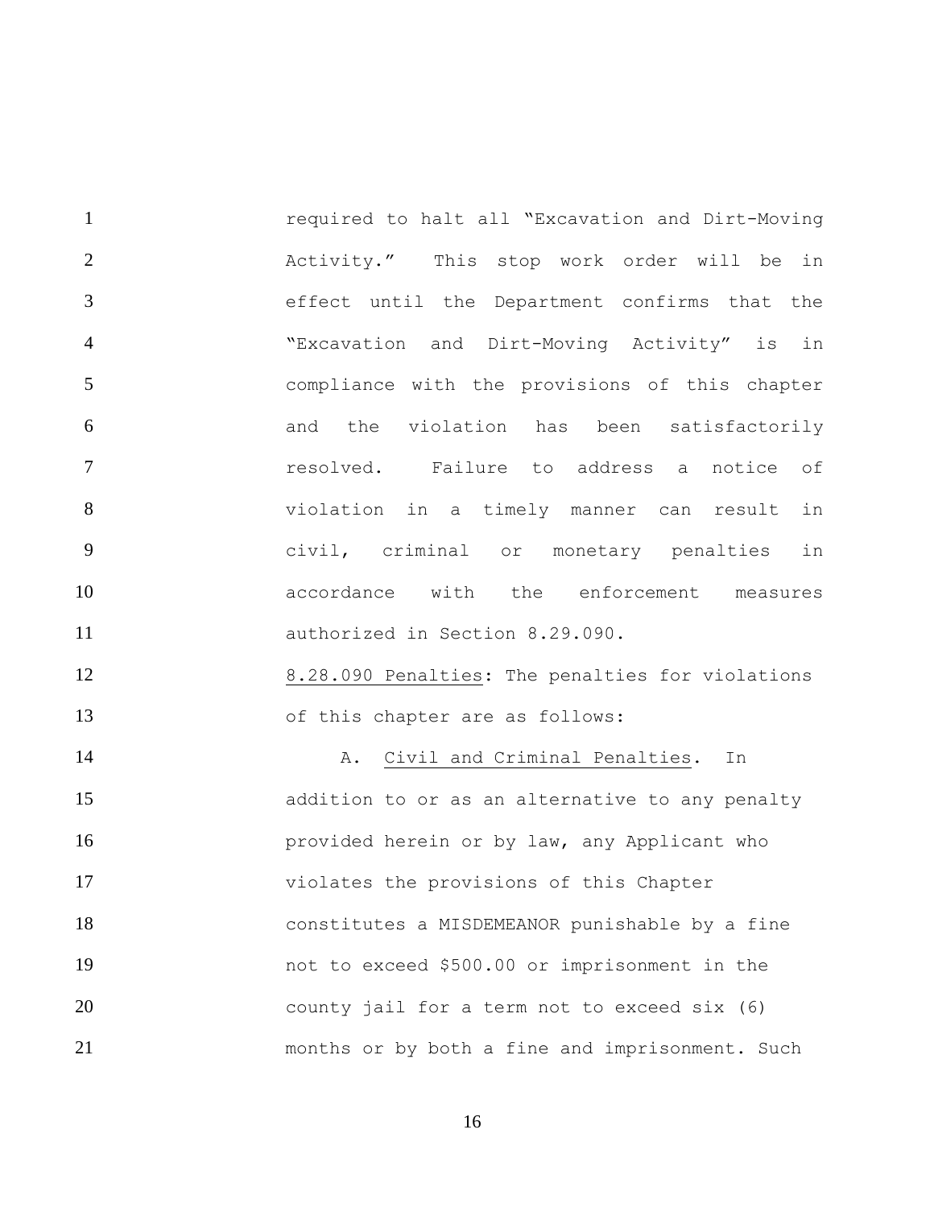required to halt all "Excavation and Dirt-Moving Activity." This stop work order will be in effect until the Department confirms that the "Excavation and Dirt-Moving Activity" is in compliance with the provisions of this chapter and the violation has been satisfactorily resolved. Failure to address a notice of violation in a timely manner can result in civil, criminal or monetary penalties in accordance with the enforcement measures authorized in Section 8.29.090.

8.28.090 Penalties: The penalties for violations of this chapter are as follows:

A. Civil and Criminal Penalties. In addition to or as an alternative to any penalty provided herein or by law, any Applicant who violates the provisions of this Chapter constitutes a MISDEMEANOR punishable by a fine not to exceed $500.00 or imprisonment in the county jail for a term not to exceed six (6) months or by both a fine and imprisonment. Such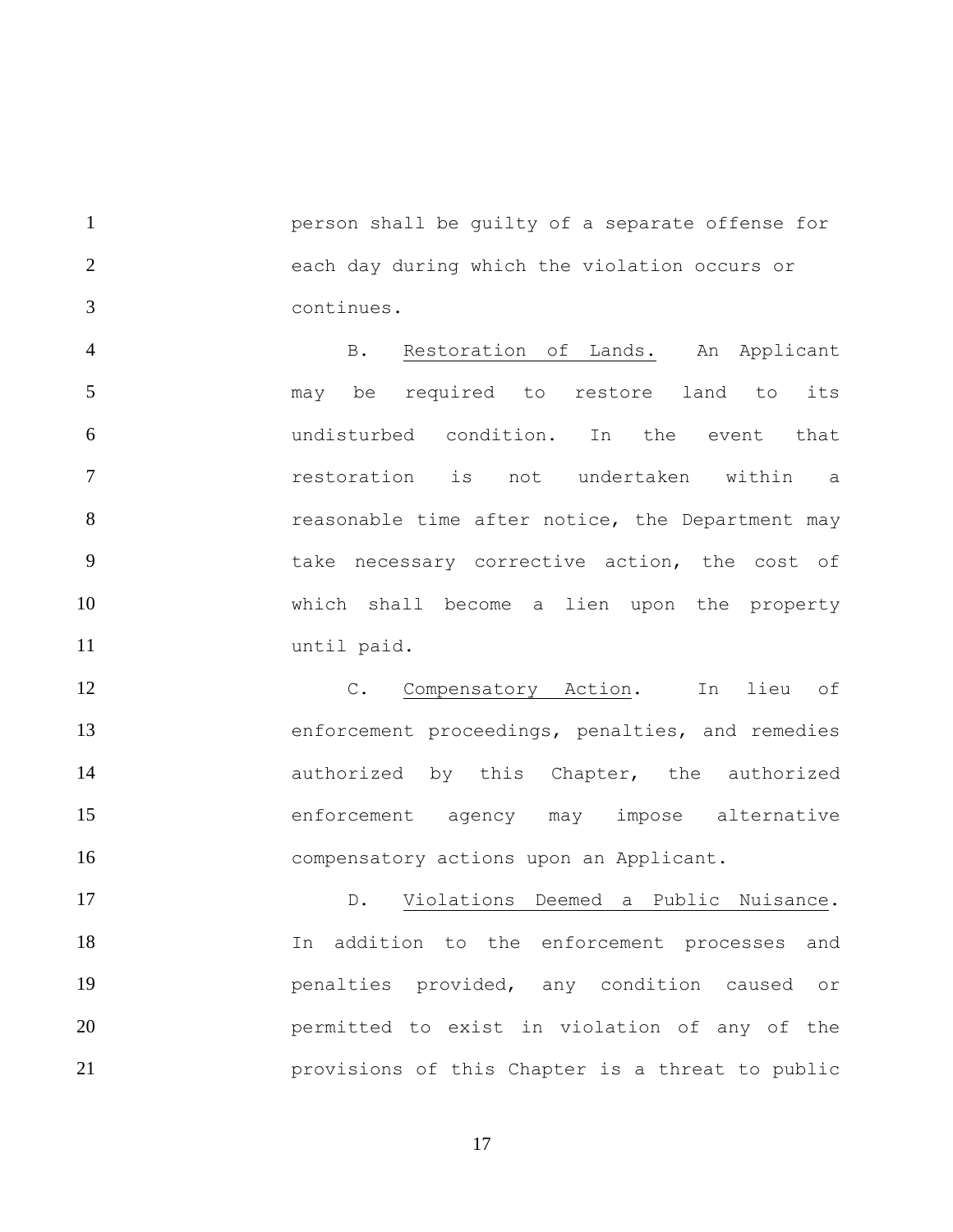person shall be guilty of a separate offense for each day during which the violation occurs or continues.

B. Restoration of Lands. An Applicant may be required to restore land to its undisturbed condition. In the event that restoration is not undertaken within a reasonable time after notice, the Department may take necessary corrective action, the cost of which shall become a lien upon the property until paid.

C. Compensatory Action. In lieu of enforcement proceedings, penalties, and remedies authorized by this Chapter, the authorized enforcement agency may impose alternative compensatory actions upon an Applicant.

D. Violations Deemed a Public Nuisance. In addition to the enforcement processes and penalties provided, any condition caused or permitted to exist in violation of any of the provisions of this Chapter is a threat to public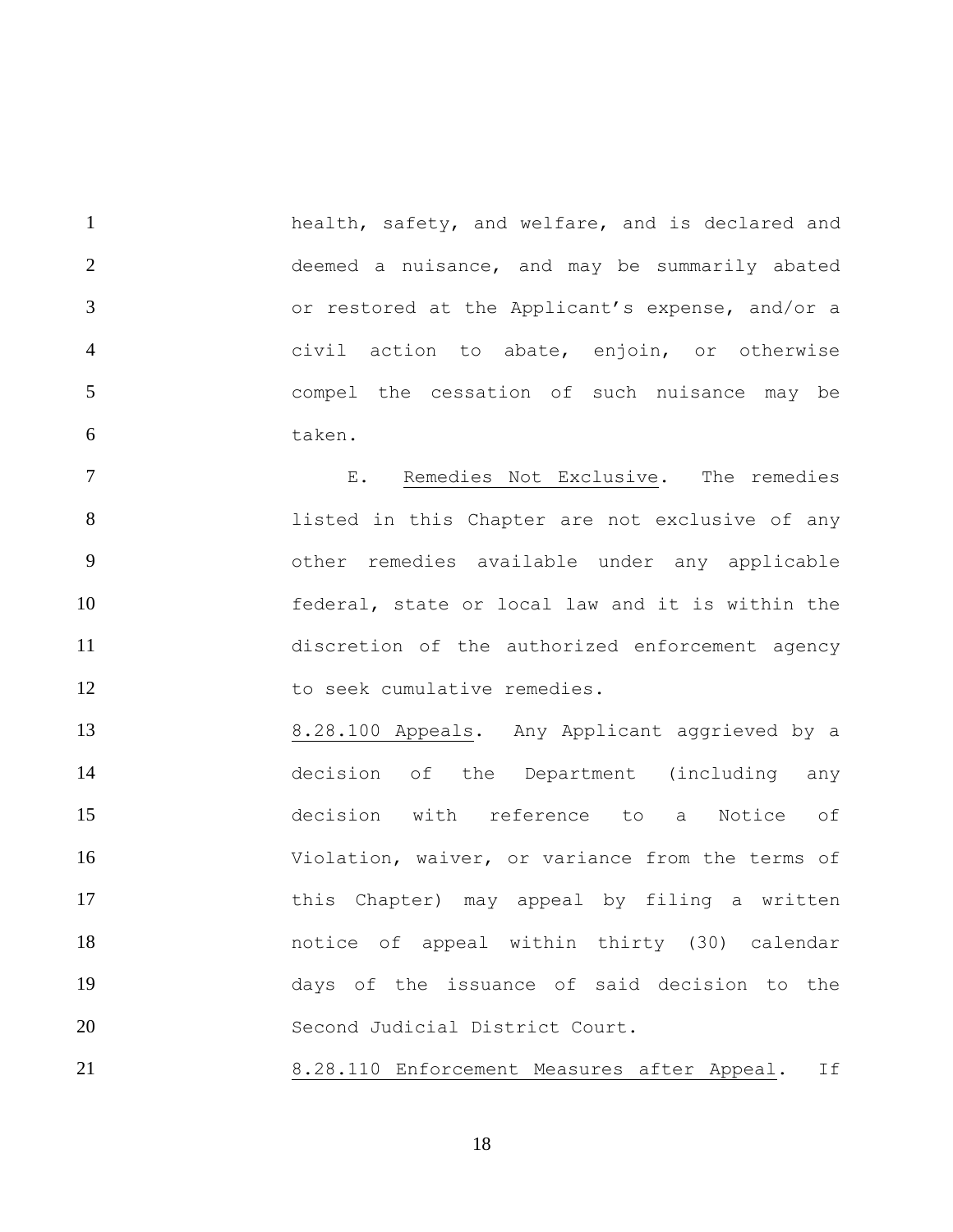health, safety, and welfare, and is declared and deemed a nuisance, and may be summarily abated or restored at the Applicant's expense, and/or a civil action to abate, enjoin, or otherwise compel the cessation of such nuisance may be taken.

E. Remedies Not Exclusive. The remedies listed in this Chapter are not exclusive of any other remedies available under any applicable federal, state or local law and it is within the discretion of the authorized enforcement agency to seek cumulative remedies.

8.28.100 Appeals. Any Applicant aggrieved by a decision of the Department (including any decision with reference to a Notice of Violation, waiver, or variance from the terms of this Chapter) may appeal by filing a written notice of appeal within thirty (30) calendar days of the issuance of said decision to the Second Judicial District Court.

8.28.110 Enforcement Measures after Appeal. If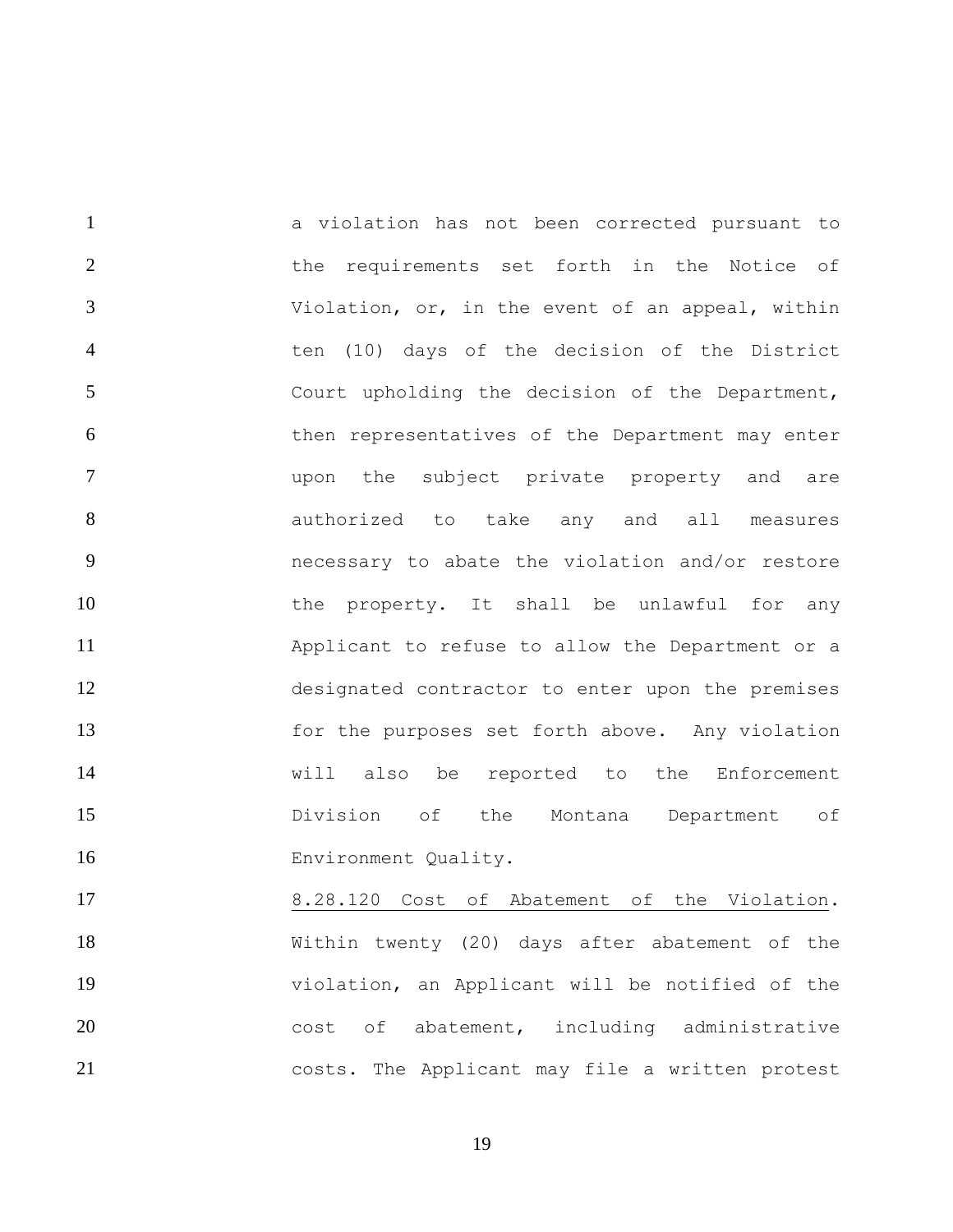a violation has not been corrected pursuant to the requirements set forth in the Notice of Violation, or, in the event of an appeal, within ten (10) days of the decision of the District Court upholding the decision of the Department, then representatives of the Department may enter upon the subject private property and are authorized to take any and all measures necessary to abate the violation and/or restore the property. It shall be unlawful for any Applicant to refuse to allow the Department or a designated contractor to enter upon the premises for the purposes set forth above. Any violation will also be reported to the Enforcement Division of the Montana Department of Environment Quality.

<u>8.28.120 Cost of Abatement of the Violation</u>. Within twenty (20) days after abatement of the violation, an Applicant will be notified of the cost of abatement, including administrative costs. The Applicant may file a written protest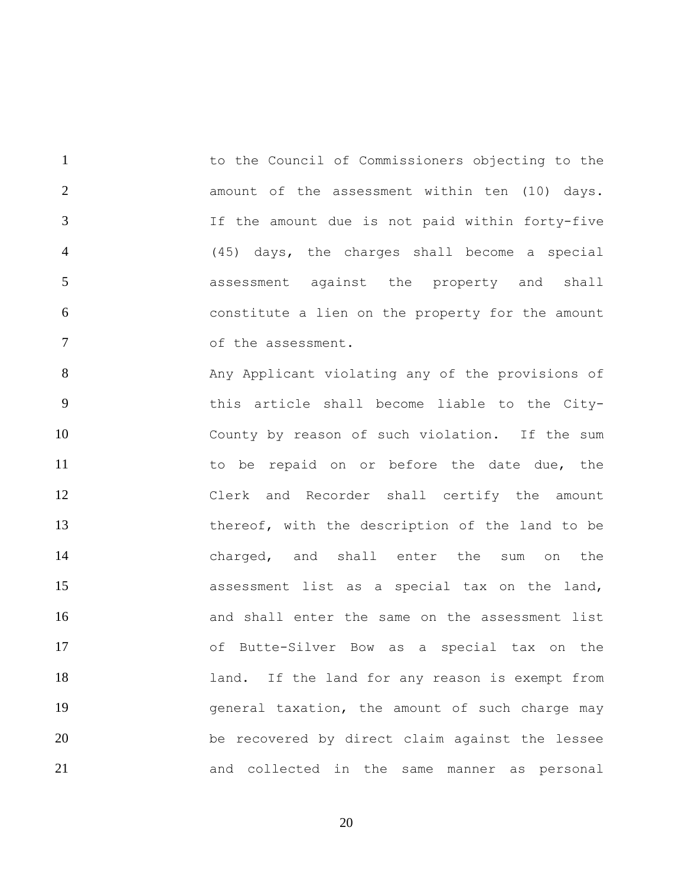to the Council of Commissioners objecting to the amount of the assessment within ten (10) days. If the amount due is not paid within forty-five (45) days, the charges shall become a special assessment against the property and shall constitute a lien on the property for the amount of the assessment.

Any Applicant violating any of the provisions of this article shall become liable to the City-County by reason of such violation. If the sum to be repaid on or before the date due, the Clerk and Recorder shall certify the amount thereof, with the description of the land to be charged, and shall enter the sum on the assessment list as a special tax on the land, and shall enter the same on the assessment list of Butte-Silver Bow as a special tax on the land. If the land for any reason is exempt from general taxation, the amount of such charge may be recovered by direct claim against the lessee and collected in the same manner as personal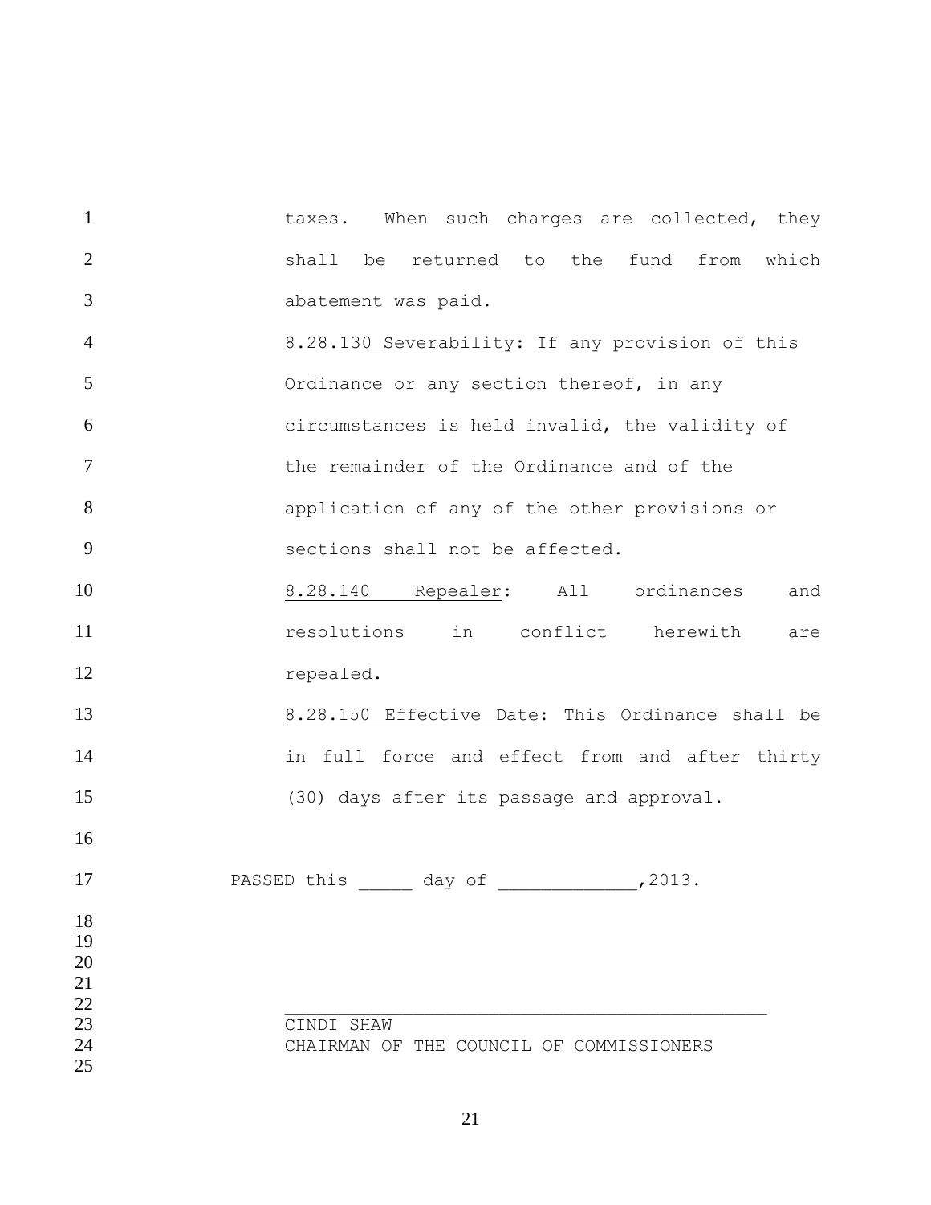taxes. When such charges are collected, they shall be returned to the fund from which abatement was paid.

8.28.130 Severability: If any provision of this Ordinance or any section thereof, in any circumstances is held invalid, the validity of the remainder of the Ordinance and of the application of any of the other provisions or sections shall not be affected.

8.28.140 Repealer: All ordinances and resolutions in conflict herewith are repealed.

8.28.150 Effective Date: This Ordinance shall be in full force and effect from and after thirty (30) days after its passage and approval.

PASSED this _____ day of ____________,2013.

_____________________________________________

CINDI SHAW
CHAIRMAN OF THE COUNCIL OF COMMISSIONERS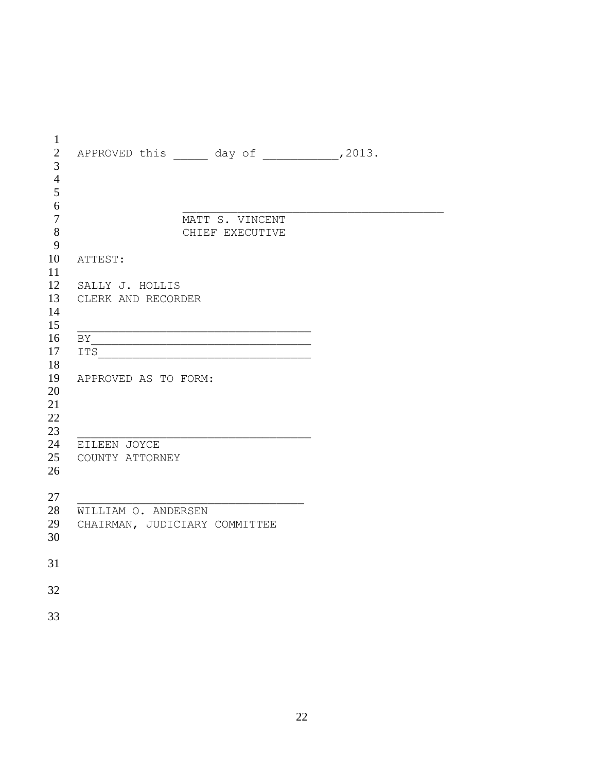APPROVED this _____ day of ___________,2013.

_______________________________________
MATT S. VINCENT
CHIEF EXECUTIVE

ATTEST:

SALLY J. HOLLIS
CLERK AND RECORDER

________________________________
BY______________________________
ITS_____________________________

APPROVED AS TO FORM:

________________________________
EILEEN JOYCE
COUNTY ATTORNEY

________________________________
WILLIAM O. ANDERSEN
CHAIRMAN, JUDICIARY COMMITTEE